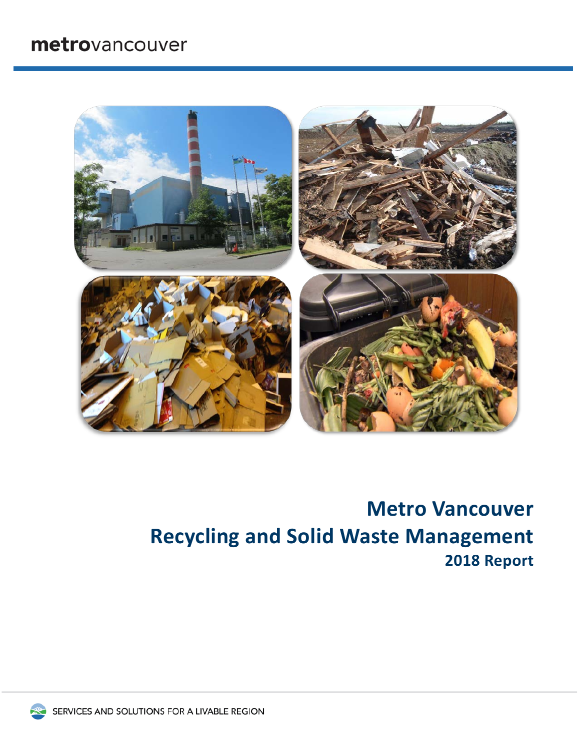metrovancouver

# Metro Vancouver
# Recycling and Solid Waste Management
## 2018 Report

SERVICES AND SOLUTIONS FOR A LIVABLE REGION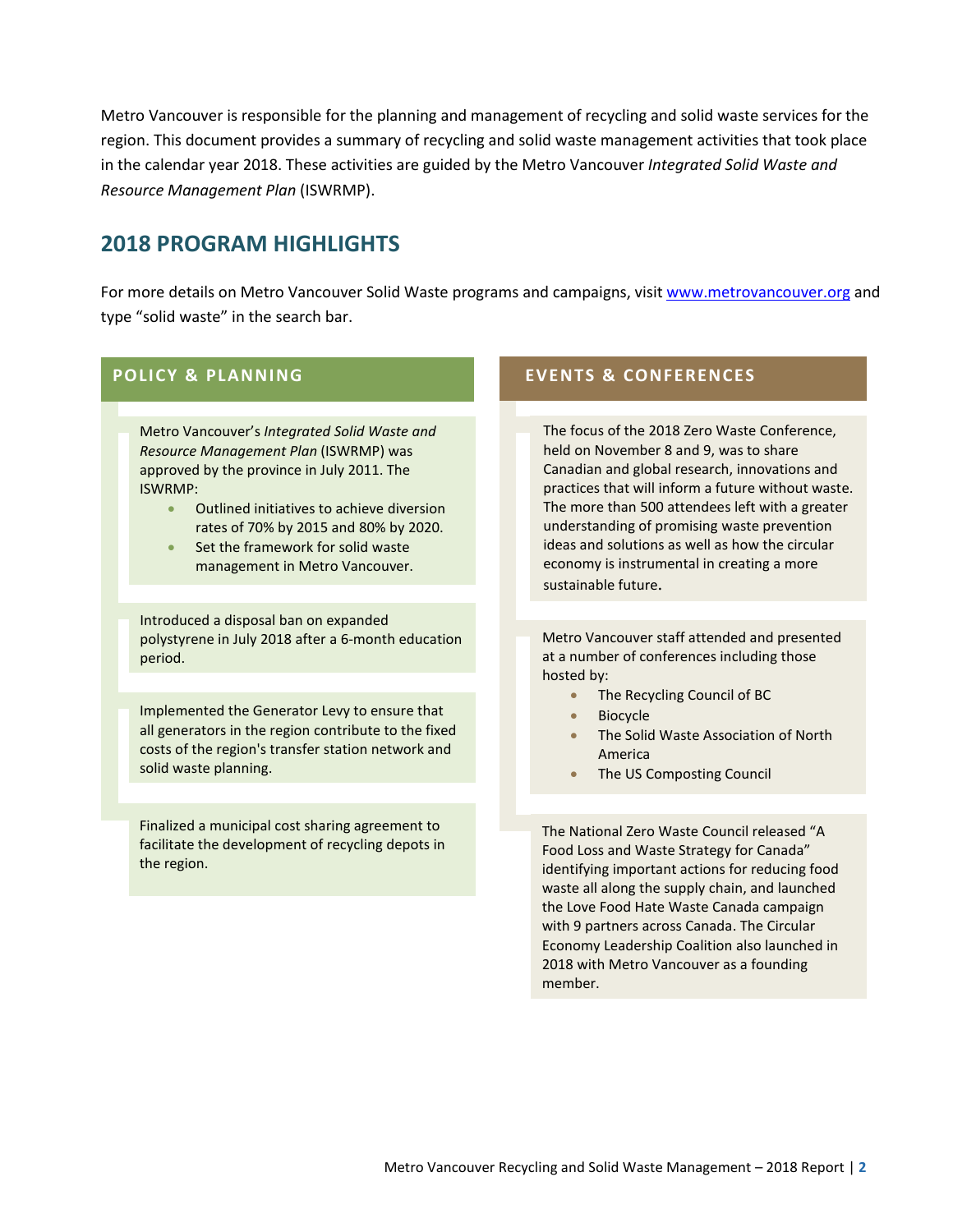Metro Vancouver is responsible for the planning and management of recycling and solid waste services for the region. This document provides a summary of recycling and solid waste management activities that took place in the calendar year 2018. These activities are guided by the Metro Vancouver *Integrated Solid Waste and Resource Management Plan* (ISWRMP).

## 2018 PROGRAM HIGHLIGHTS

For more details on Metro Vancouver Solid Waste programs and campaigns, visit [www.metrovancouver.org](http://www.metrovancouver.org) and type "solid waste" in the search bar.

### POLICY & PLANNING

Metro Vancouver's *Integrated Solid Waste and Resource Management Plan* (ISWRMP) was approved by the province in July 2011. The ISWRMP:

- Outlined initiatives to achieve diversion rates of 70% by 2015 and 80% by 2020.
- Set the framework for solid waste management in Metro Vancouver.

Introduced a disposal ban on expanded polystyrene in July 2018 after a 6-month education period.

Implemented the Generator Levy to ensure that all generators in the region contribute to the fixed costs of the region's transfer station network and solid waste planning.

Finalized a municipal cost sharing agreement to facilitate the development of recycling depots in the region.

### EVENTS & CONFERENCES

The focus of the 2018 Zero Waste Conference, held on November 8 and 9, was to share Canadian and global research, innovations and practices that will inform a future without waste. The more than 500 attendees left with a greater understanding of promising waste prevention ideas and solutions as well as how the circular economy is instrumental in creating a more sustainable future.

Metro Vancouver staff attended and presented at a number of conferences including those hosted by:

- The Recycling Council of BC
- Biocycle
- The Solid Waste Association of North America
- The US Composting Council

The National Zero Waste Council released "A Food Loss and Waste Strategy for Canada" identifying important actions for reducing food waste all along the supply chain, and launched the Love Food Hate Waste Canada campaign with 9 partners across Canada. The Circular Economy Leadership Coalition also launched in 2018 with Metro Vancouver as a founding member.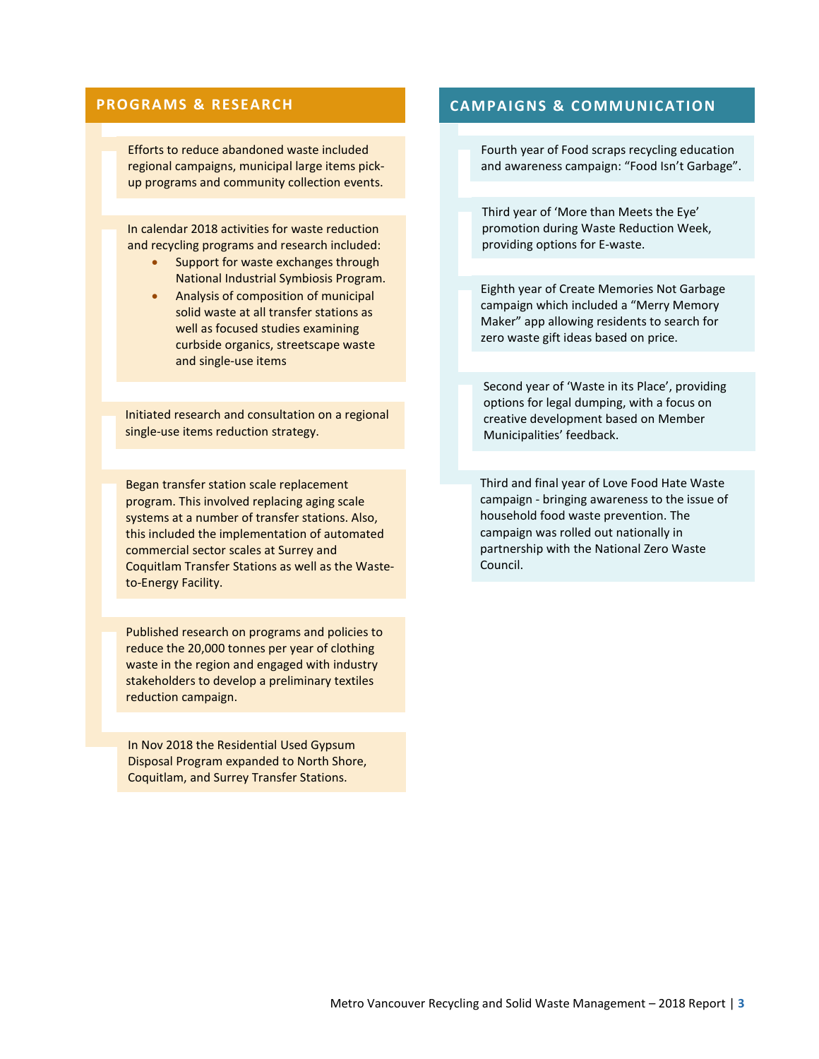## PROGRAMS & RESEARCH

Efforts to reduce abandoned waste included regional campaigns, municipal large items pick-up programs and community collection events.

In calendar 2018 activities for waste reduction and recycling programs and research included:

- Support for waste exchanges through National Industrial Symbiosis Program.
- Analysis of composition of municipal solid waste at all transfer stations as well as focused studies examining curbside organics, streetscape waste and single-use items

Initiated research and consultation on a regional single-use items reduction strategy.

Began transfer station scale replacement program. This involved replacing aging scale systems at a number of transfer stations. Also, this included the implementation of automated commercial sector scales at Surrey and Coquitlam Transfer Stations as well as the Waste-to-Energy Facility.

Published research on programs and policies to reduce the 20,000 tonnes per year of clothing waste in the region and engaged with industry stakeholders to develop a preliminary textiles reduction campaign.

In Nov 2018 the Residential Used Gypsum Disposal Program expanded to North Shore, Coquitlam, and Surrey Transfer Stations.

## CAMPAIGNS & COMMUNICATION

Fourth year of Food scraps recycling education and awareness campaign: "Food Isn't Garbage".

Third year of 'More than Meets the Eye' promotion during Waste Reduction Week, providing options for E-waste.

Eighth year of Create Memories Not Garbage campaign which included a "Merry Memory Maker" app allowing residents to search for zero waste gift ideas based on price.

Second year of 'Waste in its Place', providing options for legal dumping, with a focus on creative development based on Member Municipalities' feedback.

Third and final year of Love Food Hate Waste campaign - bringing awareness to the issue of household food waste prevention. The campaign was rolled out nationally in partnership with the National Zero Waste Council.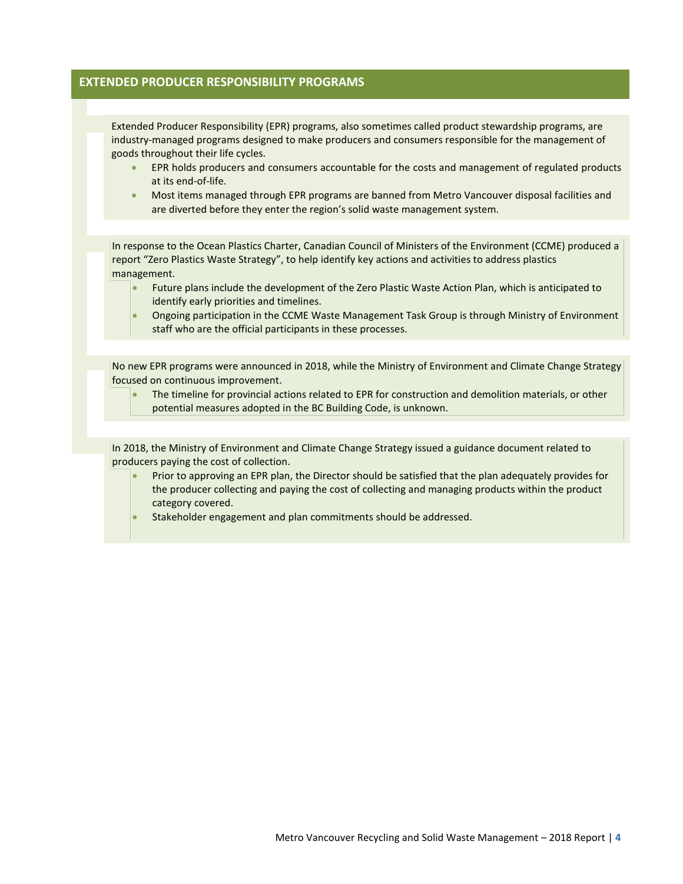## EXTENDED PRODUCER RESPONSIBILITY PROGRAMS

Extended Producer Responsibility (EPR) programs, also sometimes called product stewardship programs, are industry-managed programs designed to make producers and consumers responsible for the management of goods throughout their life cycles.

- EPR holds producers and consumers accountable for the costs and management of regulated products at its end-of-life.
- Most items managed through EPR programs are banned from Metro Vancouver disposal facilities and are diverted before they enter the region's solid waste management system.

In response to the Ocean Plastics Charter, Canadian Council of Ministers of the Environment (CCME) produced a report "Zero Plastics Waste Strategy", to help identify key actions and activities to address plastics management.

- Future plans include the development of the Zero Plastic Waste Action Plan, which is anticipated to identify early priorities and timelines.
- Ongoing participation in the CCME Waste Management Task Group is through Ministry of Environment staff who are the official participants in these processes.

No new EPR programs were announced in 2018, while the Ministry of Environment and Climate Change Strategy focused on continuous improvement.

- The timeline for provincial actions related to EPR for construction and demolition materials, or other potential measures adopted in the BC Building Code, is unknown.

In 2018, the Ministry of Environment and Climate Change Strategy issued a guidance document related to producers paying the cost of collection.

- Prior to approving an EPR plan, the Director should be satisfied that the plan adequately provides for the producer collecting and paying the cost of collecting and managing products within the product category covered.
- Stakeholder engagement and plan commitments should be addressed.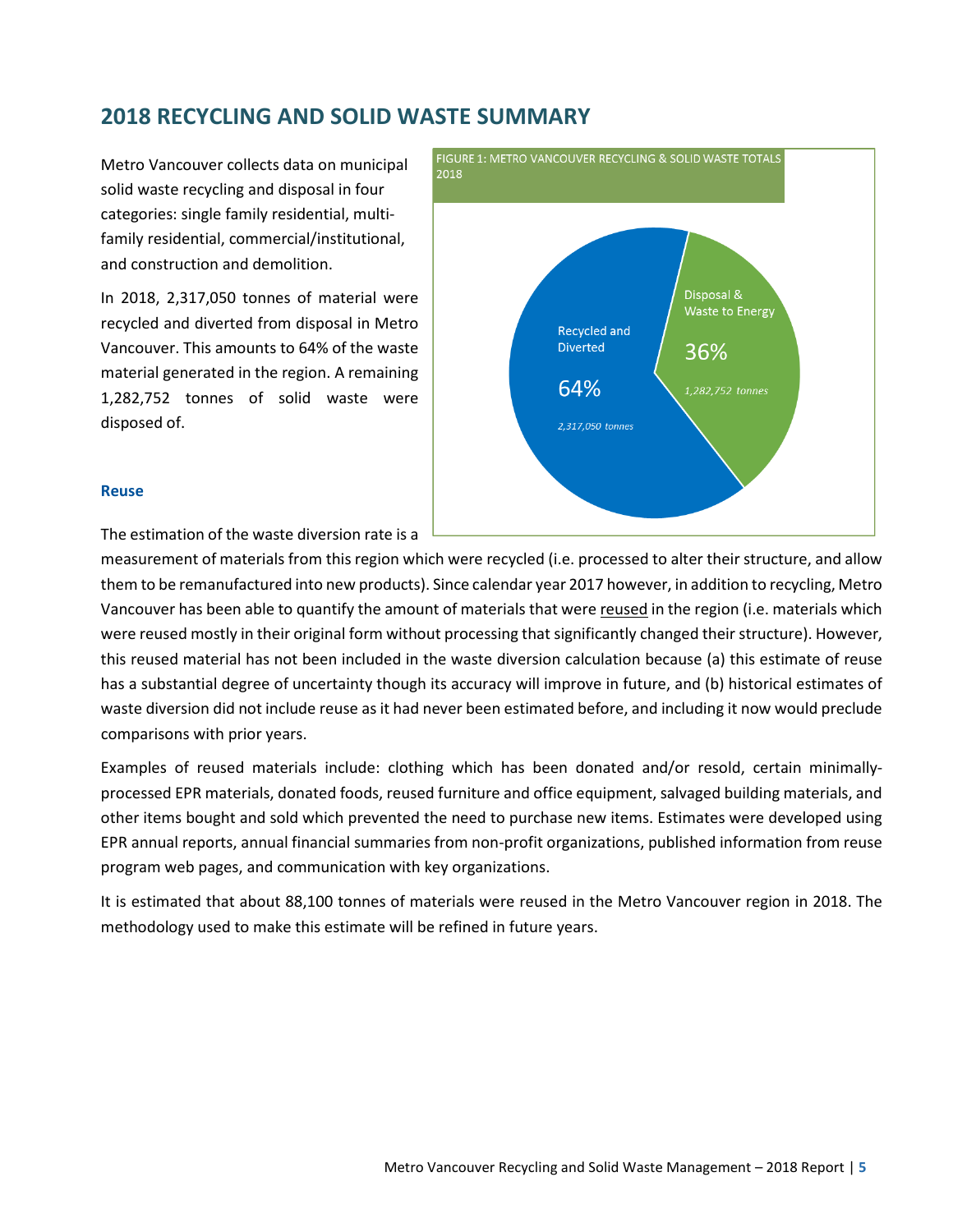## 2018 RECYCLING AND SOLID WASTE SUMMARY

Metro Vancouver collects data on municipal solid waste recycling and disposal in four categories: single family residential, multi-family residential, commercial/institutional, and construction and demolition.

In 2018, 2,317,050 tonnes of material were recycled and diverted from disposal in Metro Vancouver. This amounts to 64% of the waste material generated in the region. A remaining 1,282,752 tonnes of solid waste were disposed of.

FIGURE 1: METRO VANCOUVER RECYCLING & SOLID WASTE TOTALS 2018

| Category | Percentage | Tonnes |
|---|---|---|
| Recycled and Diverted | 64% | 2,317,050 tonnes |
| Disposal & Waste to Energy | 36% | 1,282,752 tonnes |

### Reuse

The estimation of the waste diversion rate is a measurement of materials from this region which were recycled (i.e. processed to alter their structure, and allow them to be remanufactured into new products). Since calendar year 2017 however, in addition to recycling, Metro Vancouver has been able to quantify the amount of materials that were reused in the region (i.e. materials which were reused mostly in their original form without processing that significantly changed their structure). However, this reused material has not been included in the waste diversion calculation because (a) this estimate of reuse has a substantial degree of uncertainty though its accuracy will improve in future, and (b) historical estimates of waste diversion did not include reuse as it had never been estimated before, and including it now would preclude comparisons with prior years.

Examples of reused materials include: clothing which has been donated and/or resold, certain minimally-processed EPR materials, donated foods, reused furniture and office equipment, salvaged building materials, and other items bought and sold which prevented the need to purchase new items. Estimates were developed using EPR annual reports, annual financial summaries from non-profit organizations, published information from reuse program web pages, and communication with key organizations.

It is estimated that about 88,100 tonnes of materials were reused in the Metro Vancouver region in 2018. The methodology used to make this estimate will be refined in future years.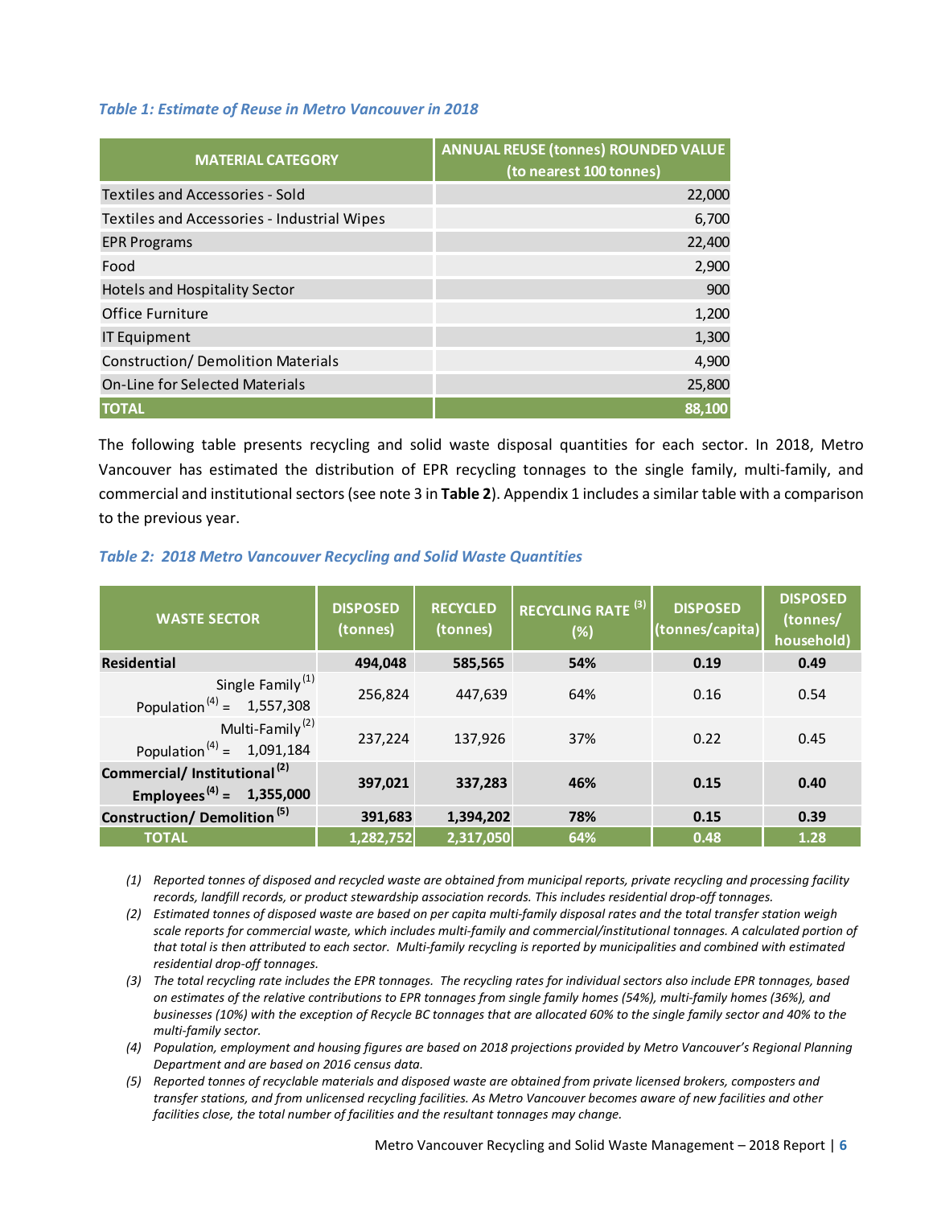*Table 1: Estimate of Reuse in Metro Vancouver in 2018*

| MATERIAL CATEGORY | ANNUAL REUSE (tonnes) ROUNDED VALUE (to nearest 100 tonnes) |
|---|---|
| Textiles and Accessories - Sold | 22,000 |
| Textiles and Accessories - Industrial Wipes | 6,700 |
| EPR Programs | 22,400 |
| Food | 2,900 |
| Hotels and Hospitality Sector | 900 |
| Office Furniture | 1,200 |
| IT Equipment | 1,300 |
| Construction/ Demolition Materials | 4,900 |
| On-Line for Selected Materials | 25,800 |
| **TOTAL** | **88,100** |

The following table presents recycling and solid waste disposal quantities for each sector. In 2018, Metro Vancouver has estimated the distribution of EPR recycling tonnages to the single family, multi-family, and commercial and institutional sectors (see note 3 in **Table 2**). Appendix 1 includes a similar table with a comparison to the previous year.

*Table 2: 2018 Metro Vancouver Recycling and Solid Waste Quantities*

| WASTE SECTOR | DISPOSED (tonnes) | RECYCLED (tonnes) | RECYCLING RATE [3] (%) | DISPOSED (tonnes/capita) | DISPOSED (tonnes/ household) |
|---|---|---|---|---|---|
| **Residential** | **494,048** | **585,565** | **54%** | **0.19** | **0.49** |
| Single Family [1] Population [4] = 1,557,308 | 256,824 | 447,639 | 64% | 0.16 | 0.54 |
| Multi-Family [2] Population [4] = 1,091,184 | 237,224 | 137,926 | 37% | 0.22 | 0.45 |
| **Commercial/ Institutional [2] Employees [4] = 1,355,000** | **397,021** | **337,283** | **46%** | **0.15** | **0.40** |
| **Construction/ Demolition [5]** | **391,683** | **1,394,202** | **78%** | **0.15** | **0.39** |
| **TOTAL** | **1,282,752** | **2,317,050** | **64%** | **0.48** | **1.28** |

1. *Reported tonnes of disposed and recycled waste are obtained from municipal reports, private recycling and processing facility records, landfill records, or product stewardship association records. This includes residential drop-off tonnages.*
2. *Estimated tonnes of disposed waste are based on per capita multi-family disposal rates and the total transfer station weigh scale reports for commercial waste, which includes multi-family and commercial/institutional tonnages. A calculated portion of that total is then attributed to each sector. Multi-family recycling is reported by municipalities and combined with estimated residential drop-off tonnages.*
3. *The total recycling rate includes the EPR tonnages. The recycling rates for individual sectors also include EPR tonnages, based on estimates of the relative contributions to EPR tonnages from single family homes (54%), multi-family homes (36%), and businesses (10%) with the exception of Recycle BC tonnages that are allocated 60% to the single family sector and 40% to the multi-family sector.*
4. *Population, employment and housing figures are based on 2018 projections provided by Metro Vancouver's Regional Planning Department and are based on 2016 census data.*
5. *Reported tonnes of recyclable materials and disposed waste are obtained from private licensed brokers, composters and transfer stations, and from unlicensed recycling facilities. As Metro Vancouver becomes aware of new facilities and other facilities close, the total number of facilities and the resultant tonnages may change.*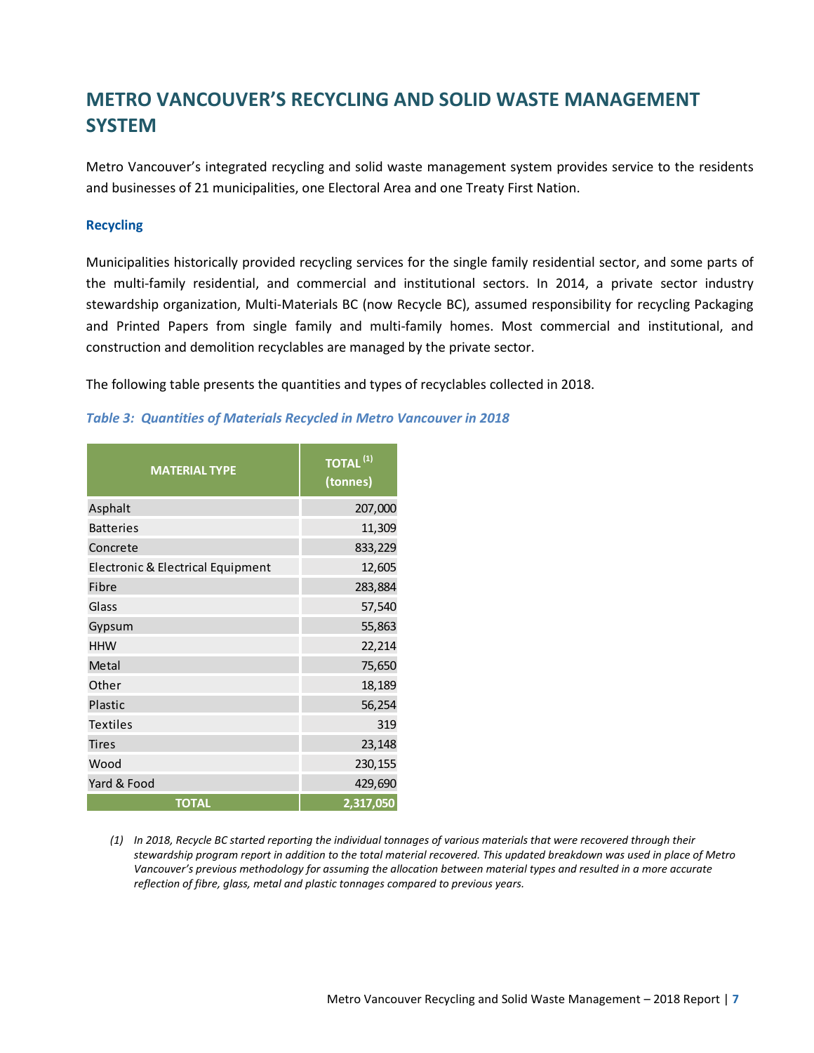# METRO VANCOUVER'S RECYCLING AND SOLID WASTE MANAGEMENT SYSTEM

Metro Vancouver's integrated recycling and solid waste management system provides service to the residents and businesses of 21 municipalities, one Electoral Area and one Treaty First Nation.

### Recycling

Municipalities historically provided recycling services for the single family residential sector, and some parts of the multi-family residential, and commercial and institutional sectors. In 2014, a private sector industry stewardship organization, Multi-Materials BC (now Recycle BC), assumed responsibility for recycling Packaging and Printed Papers from single family and multi-family homes. Most commercial and institutional, and construction and demolition recyclables are managed by the private sector.

The following table presents the quantities and types of recyclables collected in 2018.

***Table 3: Quantities of Materials Recycled in Metro Vancouver in 2018***

| MATERIAL TYPE | TOTAL [(1)] (tonnes) |
|---|---|
| Asphalt | 207,000 |
| Batteries | 11,309 |
| Concrete | 833,229 |
| Electronic & Electrical Equipment | 12,605 |
| Fibre | 283,884 |
| Glass | 57,540 |
| Gypsum | 55,863 |
| HHW | 22,214 |
| Metal | 75,650 |
| Other | 18,189 |
| Plastic | 56,254 |
| Textiles | 319 |
| Tires | 23,148 |
| Wood | 230,155 |
| Yard & Food | 429,690 |
| **TOTAL** | **2,317,050** |

*(1) In 2018, Recycle BC started reporting the individual tonnages of various materials that were recovered through their stewardship program report in addition to the total material recovered. This updated breakdown was used in place of Metro Vancouver's previous methodology for assuming the allocation between material types and resulted in a more accurate reflection of fibre, glass, metal and plastic tonnages compared to previous years.*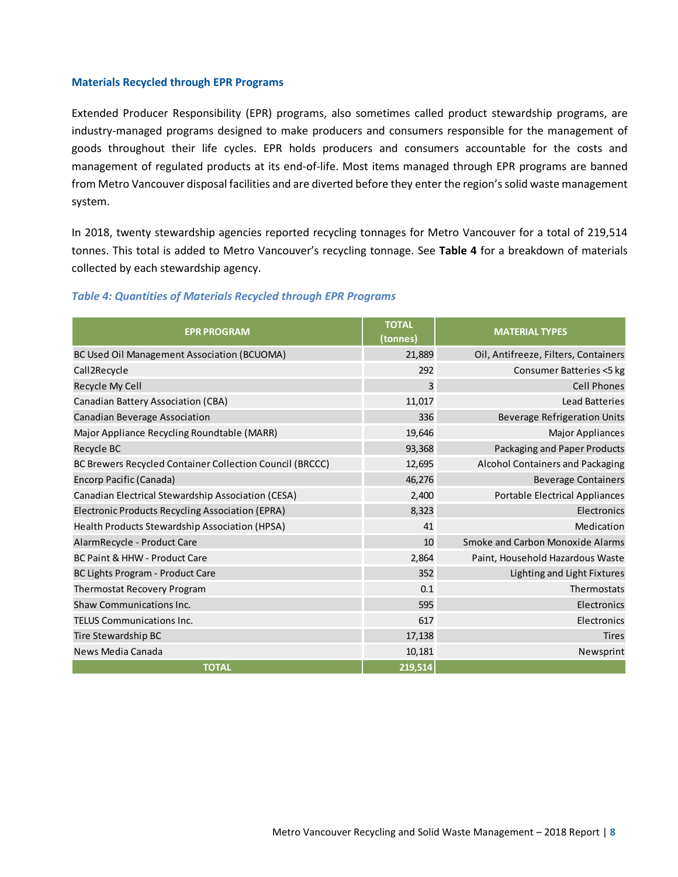### Materials Recycled through EPR Programs

Extended Producer Responsibility (EPR) programs, also sometimes called product stewardship programs, are industry-managed programs designed to make producers and consumers responsible for the management of goods throughout their life cycles. EPR holds producers and consumers accountable for the costs and management of regulated products at its end-of-life. Most items managed through EPR programs are banned from Metro Vancouver disposal facilities and are diverted before they enter the region's solid waste management system.

In 2018, twenty stewardship agencies reported recycling tonnages for Metro Vancouver for a total of 219,514 tonnes. This total is added to Metro Vancouver's recycling tonnage. See **Table 4** for a breakdown of materials collected by each stewardship agency.

*Table 4: Quantities of Materials Recycled through EPR Programs*

| EPR PROGRAM | TOTAL (tonnes) | MATERIAL TYPES |
|---|---|---|
| BC Used Oil Management Association (BCUOMA) | 21,889 | Oil, Antifreeze, Filters, Containers |
| Call2Recycle | 292 | Consumer Batteries <5 kg |
| Recycle My Cell | 3 | Cell Phones |
| Canadian Battery Association (CBA) | 11,017 | Lead Batteries |
| Canadian Beverage Association | 336 | Beverage Refrigeration Units |
| Major Appliance Recycling Roundtable (MARR) | 19,646 | Major Appliances |
| Recycle BC | 93,368 | Packaging and Paper Products |
| BC Brewers Recycled Container Collection Council (BRCCC) | 12,695 | Alcohol Containers and Packaging |
| Encorp Pacific (Canada) | 46,276 | Beverage Containers |
| Canadian Electrical Stewardship Association (CESA) | 2,400 | Portable Electrical Appliances |
| Electronic Products Recycling Association (EPRA) | 8,323 | Electronics |
| Health Products Stewardship Association (HPSA) | 41 | Medication |
| AlarmRecycle - Product Care | 10 | Smoke and Carbon Monoxide Alarms |
| BC Paint & HHW - Product Care | 2,864 | Paint, Household Hazardous Waste |
| BC Lights Program - Product Care | 352 | Lighting and Light Fixtures |
| Thermostat Recovery Program | 0.1 | Thermostats |
| Shaw Communications Inc. | 595 | Electronics |
| TELUS Communications Inc. | 617 | Electronics |
| Tire Stewardship BC | 17,138 | Tires |
| News Media Canada | 10,181 | Newsprint |
| **TOTAL** | **219,514** | |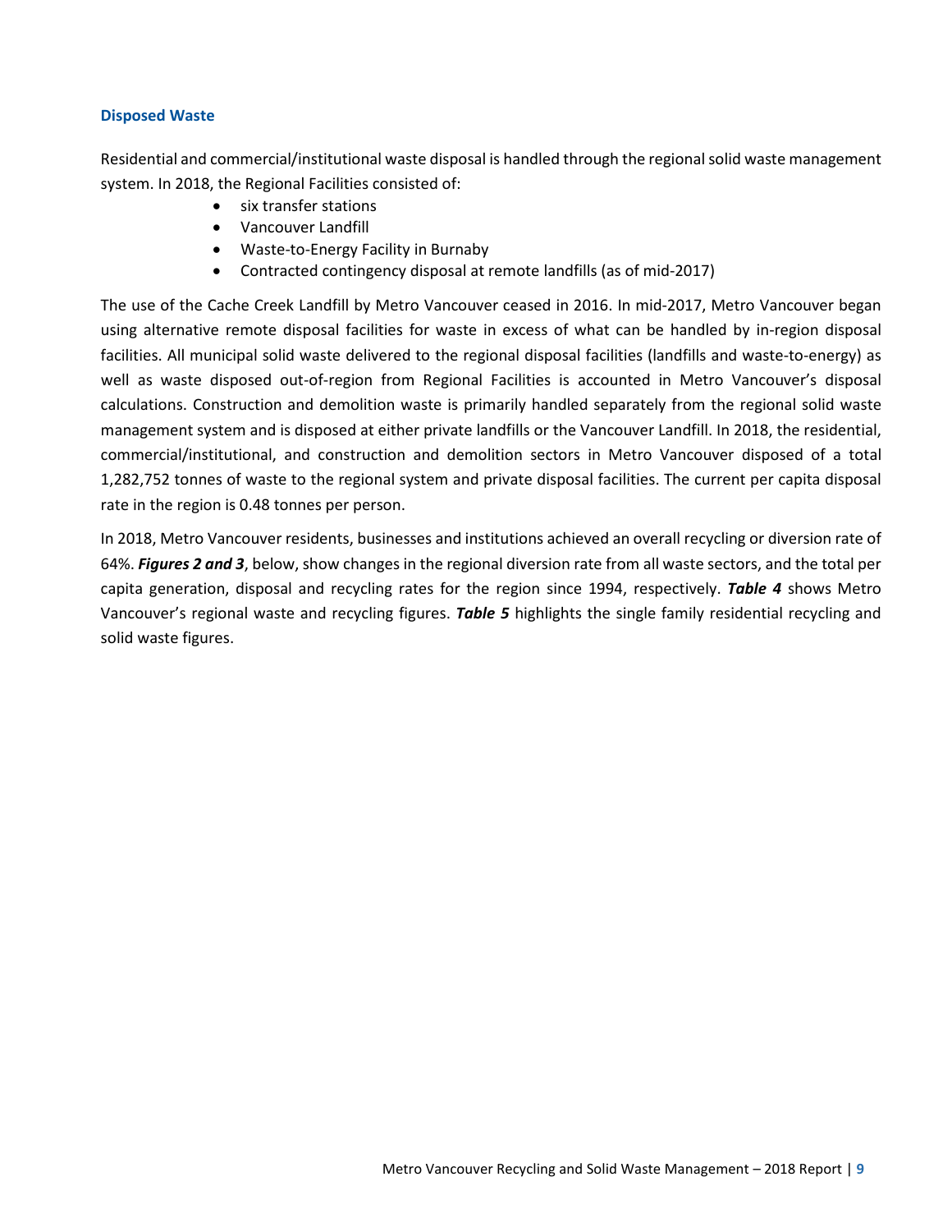### Disposed Waste

Residential and commercial/institutional waste disposal is handled through the regional solid waste management system. In 2018, the Regional Facilities consisted of:

- six transfer stations
- Vancouver Landfill
- Waste-to-Energy Facility in Burnaby
- Contracted contingency disposal at remote landfills (as of mid-2017)

The use of the Cache Creek Landfill by Metro Vancouver ceased in 2016. In mid-2017, Metro Vancouver began using alternative remote disposal facilities for waste in excess of what can be handled by in-region disposal facilities. All municipal solid waste delivered to the regional disposal facilities (landfills and waste-to-energy) as well as waste disposed out-of-region from Regional Facilities is accounted in Metro Vancouver's disposal calculations. Construction and demolition waste is primarily handled separately from the regional solid waste management system and is disposed at either private landfills or the Vancouver Landfill. In 2018, the residential, commercial/institutional, and construction and demolition sectors in Metro Vancouver disposed of a total 1,282,752 tonnes of waste to the regional system and private disposal facilities. The current per capita disposal rate in the region is 0.48 tonnes per person.

In 2018, Metro Vancouver residents, businesses and institutions achieved an overall recycling or diversion rate of 64%. ***Figures 2 and 3***, below, show changes in the regional diversion rate from all waste sectors, and the total per capita generation, disposal and recycling rates for the region since 1994, respectively. ***Table 4*** shows Metro Vancouver's regional waste and recycling figures. ***Table 5*** highlights the single family residential recycling and solid waste figures.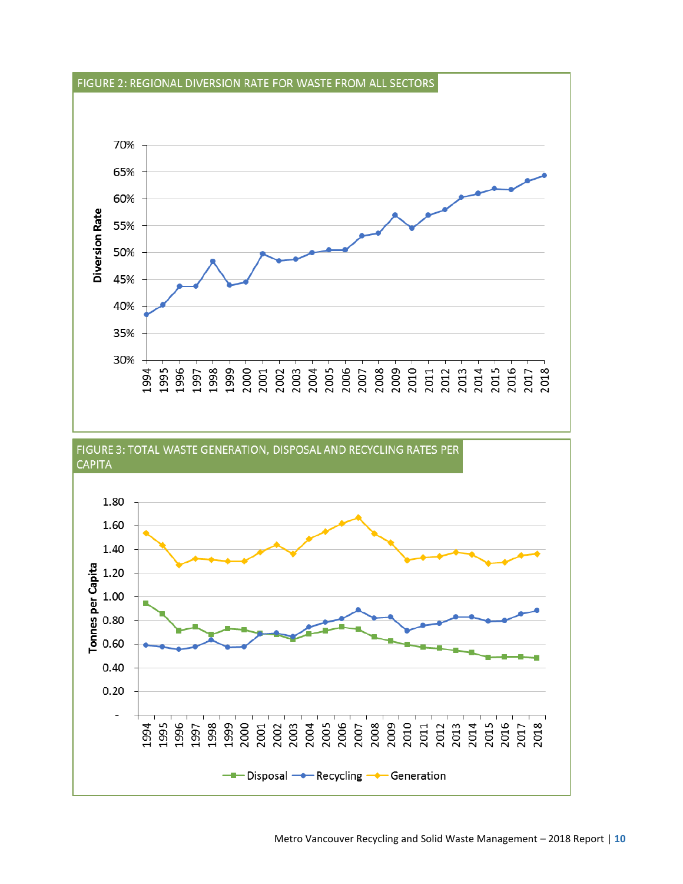FIGURE 2: REGIONAL DIVERSION RATE FOR WASTE FROM ALL SECTORS

FIGURE 3: TOTAL WASTE GENERATION, DISPOSAL AND RECYCLING RATES PER CAPITA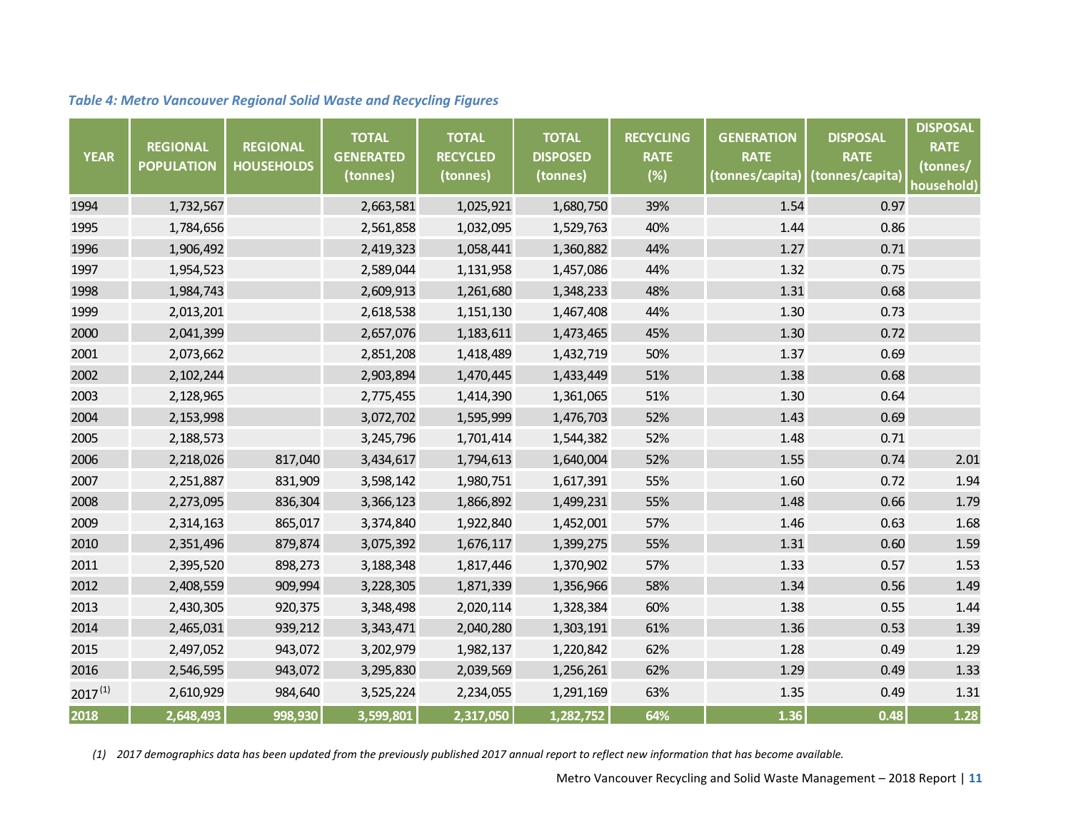*Table 4: Metro Vancouver Regional Solid Waste and Recycling Figures*

| YEAR | REGIONAL POPULATION | REGIONAL HOUSEHOLDS | TOTAL GENERATED (tonnes) | TOTAL RECYCLED (tonnes) | TOTAL DISPOSED (tonnes) | RECYCLING RATE (%) | GENERATION RATE (tonnes/capita) | DISPOSAL RATE (tonnes/capita) | DISPOSAL RATE (tonnes/household) |
|---|---|---|---|---|---|---|---|---|---|
| 1994 | 1,732,567 | | 2,663,581 | 1,025,921 | 1,680,750 | 39% | 1.54 | 0.97 | |
| 1995 | 1,784,656 | | 2,561,858 | 1,032,095 | 1,529,763 | 40% | 1.44 | 0.86 | |
| 1996 | 1,906,492 | | 2,419,323 | 1,058,441 | 1,360,882 | 44% | 1.27 | 0.71 | |
| 1997 | 1,954,523 | | 2,589,044 | 1,131,958 | 1,457,086 | 44% | 1.32 | 0.75 | |
| 1998 | 1,984,743 | | 2,609,913 | 1,261,680 | 1,348,233 | 48% | 1.31 | 0.68 | |
| 1999 | 2,013,201 | | 2,618,538 | 1,151,130 | 1,467,408 | 44% | 1.30 | 0.73 | |
| 2000 | 2,041,399 | | 2,657,076 | 1,183,611 | 1,473,465 | 45% | 1.30 | 0.72 | |
| 2001 | 2,073,662 | | 2,851,208 | 1,418,489 | 1,432,719 | 50% | 1.37 | 0.69 | |
| 2002 | 2,102,244 | | 2,903,894 | 1,470,445 | 1,433,449 | 51% | 1.38 | 0.68 | |
| 2003 | 2,128,965 | | 2,775,455 | 1,414,390 | 1,361,065 | 51% | 1.30 | 0.64 | |
| 2004 | 2,153,998 | | 3,072,702 | 1,595,999 | 1,476,703 | 52% | 1.43 | 0.69 | |
| 2005 | 2,188,573 | | 3,245,796 | 1,701,414 | 1,544,382 | 52% | 1.48 | 0.71 | |
| 2006 | 2,218,026 | 817,040 | 3,434,617 | 1,794,613 | 1,640,004 | 52% | 1.55 | 0.74 | 2.01 |
| 2007 | 2,251,887 | 831,909 | 3,598,142 | 1,980,751 | 1,617,391 | 55% | 1.60 | 0.72 | 1.94 |
| 2008 | 2,273,095 | 836,304 | 3,366,123 | 1,866,892 | 1,499,231 | 55% | 1.48 | 0.66 | 1.79 |
| 2009 | 2,314,163 | 865,017 | 3,374,840 | 1,922,840 | 1,452,001 | 57% | 1.46 | 0.63 | 1.68 |
| 2010 | 2,351,496 | 879,874 | 3,075,392 | 1,676,117 | 1,399,275 | 55% | 1.31 | 0.60 | 1.59 |
| 2011 | 2,395,520 | 898,273 | 3,188,348 | 1,817,446 | 1,370,902 | 57% | 1.33 | 0.57 | 1.53 |
| 2012 | 2,408,559 | 909,994 | 3,228,305 | 1,871,339 | 1,356,966 | 58% | 1.34 | 0.56 | 1.49 |
| 2013 | 2,430,305 | 920,375 | 3,348,498 | 2,020,114 | 1,328,384 | 60% | 1.38 | 0.55 | 1.44 |
| 2014 | 2,465,031 | 939,212 | 3,343,471 | 2,040,280 | 1,303,191 | 61% | 1.36 | 0.53 | 1.39 |
| 2015 | 2,497,052 | 943,072 | 3,202,979 | 1,982,137 | 1,220,842 | 62% | 1.28 | 0.49 | 1.29 |
| 2016 | 2,546,595 | 943,072 | 3,295,830 | 2,039,569 | 1,256,261 | 62% | 1.29 | 0.49 | 1.33 |
| 2017 (1) | 2,610,929 | 984,640 | 3,525,224 | 2,234,055 | 1,291,169 | 63% | 1.35 | 0.49 | 1.31 |
| **2018** | **2,648,493** | **998,930** | **3,599,801** | **2,317,050** | **1,282,752** | **64%** | **1.36** | **0.48** | **1.28** |

*(1) 2017 demographics data has been updated from the previously published 2017 annual report to reflect new information that has become available.*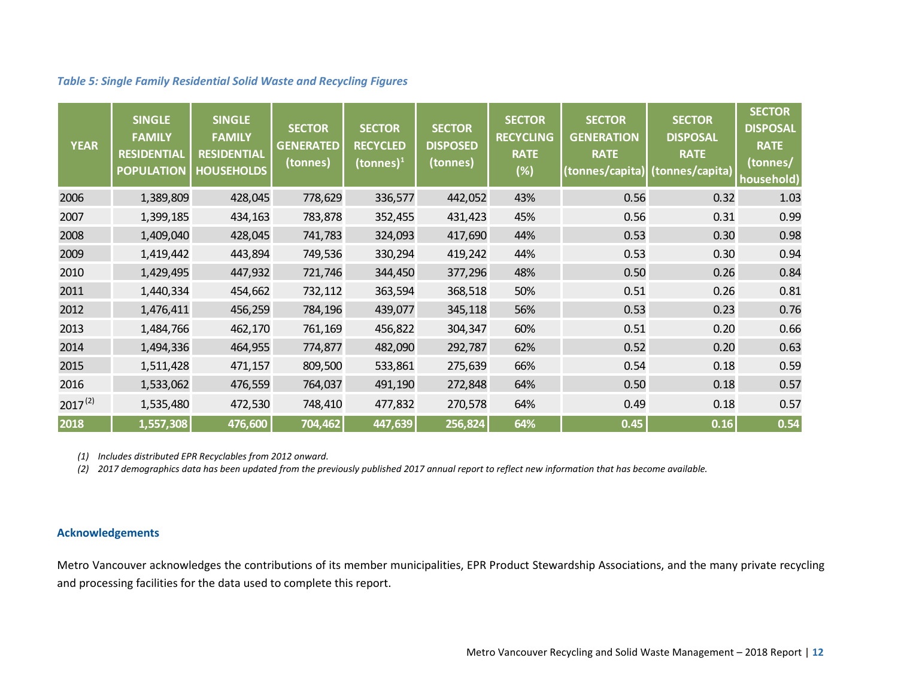*Table 5: Single Family Residential Solid Waste and Recycling Figures*

| YEAR | SINGLE FAMILY RESIDENTIAL POPULATION | SINGLE FAMILY RESIDENTIAL HOUSEHOLDS | SECTOR GENERATED (tonnes) | SECTOR RECYCLED (tonnes)[1] | SECTOR DISPOSED (tonnes) | SECTOR RECYCLING RATE (%) | SECTOR GENERATION RATE (tonnes/capita) | SECTOR DISPOSAL RATE (tonnes/capita) | SECTOR DISPOSAL RATE (tonnes/ household) |
|---|---|---|---|---|---|---|---|---|---|
| 2006 | 1,389,809 | 428,045 | 778,629 | 336,577 | 442,052 | 43% | 0.56 | 0.32 | 1.03 |
| 2007 | 1,399,185 | 434,163 | 783,878 | 352,455 | 431,423 | 45% | 0.56 | 0.31 | 0.99 |
| 2008 | 1,409,040 | 428,045 | 741,783 | 324,093 | 417,690 | 44% | 0.53 | 0.30 | 0.98 |
| 2009 | 1,419,442 | 443,894 | 749,536 | 330,294 | 419,242 | 44% | 0.53 | 0.30 | 0.94 |
| 2010 | 1,429,495 | 447,932 | 721,746 | 344,450 | 377,296 | 48% | 0.50 | 0.26 | 0.84 |
| 2011 | 1,440,334 | 454,662 | 732,112 | 363,594 | 368,518 | 50% | 0.51 | 0.26 | 0.81 |
| 2012 | 1,476,411 | 456,259 | 784,196 | 439,077 | 345,118 | 56% | 0.53 | 0.23 | 0.76 |
| 2013 | 1,484,766 | 462,170 | 761,169 | 456,822 | 304,347 | 60% | 0.51 | 0.20 | 0.66 |
| 2014 | 1,494,336 | 464,955 | 774,877 | 482,090 | 292,787 | 62% | 0.52 | 0.20 | 0.63 |
| 2015 | 1,511,428 | 471,157 | 809,500 | 533,861 | 275,639 | 66% | 0.54 | 0.18 | 0.59 |
| 2016 | 1,533,062 | 476,559 | 764,037 | 491,190 | 272,848 | 64% | 0.50 | 0.18 | 0.57 |
| 2017[2] | 1,535,480 | 472,530 | 748,410 | 477,832 | 270,578 | 64% | 0.49 | 0.18 | 0.57 |
| **2018** | **1,557,308** | **476,600** | **704,462** | **447,639** | **256,824** | **64%** | **0.45** | **0.16** | **0.54** |

*(1) Includes distributed EPR Recyclables from 2012 onward.*

*(2) 2017 demographics data has been updated from the previously published 2017 annual report to reflect new information that has become available.*

### Acknowledgements

Metro Vancouver acknowledges the contributions of its member municipalities, EPR Product Stewardship Associations, and the many private recycling and processing facilities for the data used to complete this report.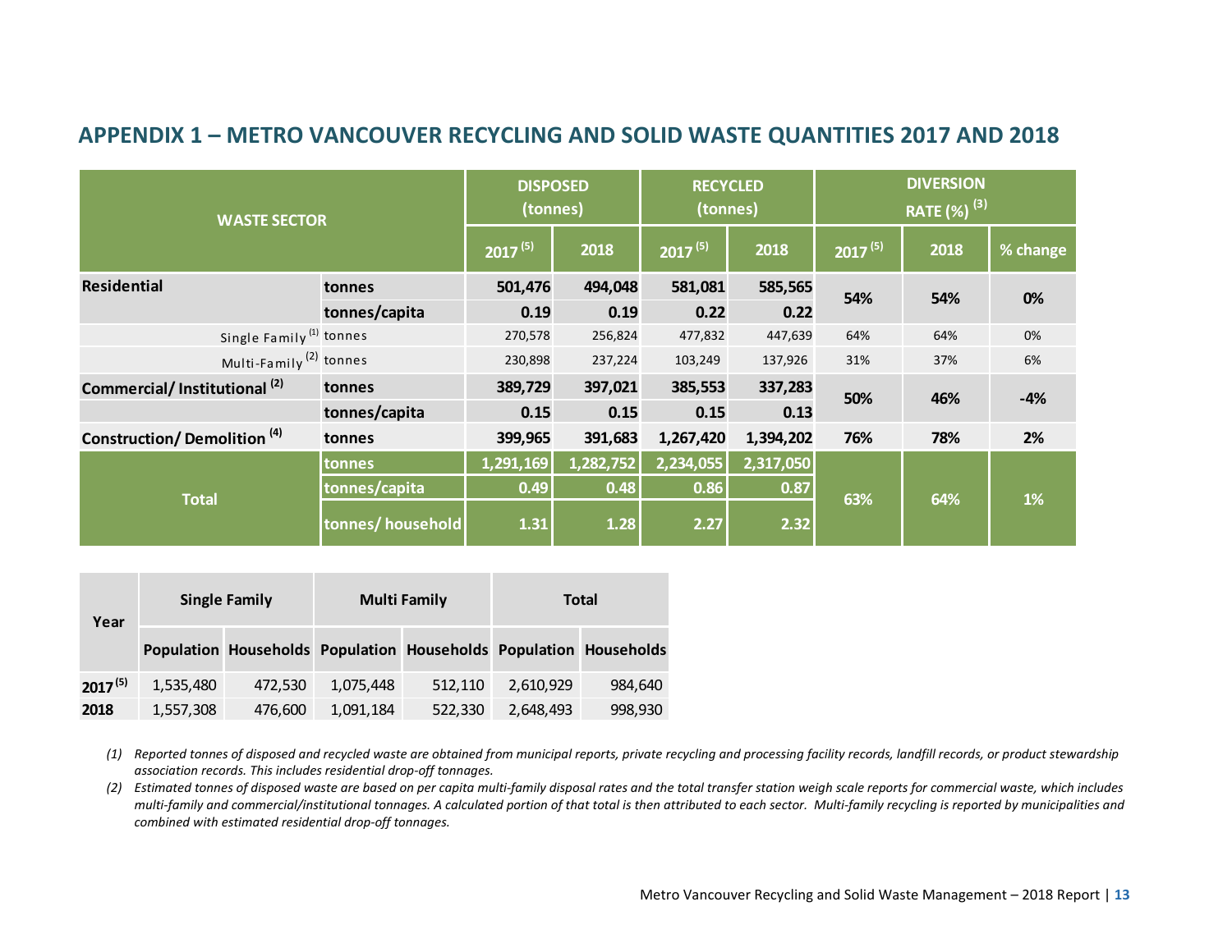## APPENDIX 1 – METRO VANCOUVER RECYCLING AND SOLID WASTE QUANTITIES 2017 AND 2018

| WASTE SECTOR | | DISPOSED (tonnes) | | RECYCLED (tonnes) | | DIVERSION RATE (%) [3] | | |
|---|---|---|---|---|---|---|---|---|
| | | 2017 [5] | 2018 | 2017 [5] | 2018 | 2017 [5] | 2018 | % change |
| **Residential** | **tonnes** | **501,476** | **494,048** | **581,081** | **585,565** | **54%** | **54%** | **0%** |
| | **tonnes/capita** | **0.19** | **0.19** | **0.22** | **0.22** | | | |
| Single Family [1] | tonnes | 270,578 | 256,824 | 477,832 | 447,639 | 64% | 64% | 0% |
| Multi-Family [2] | tonnes | 230,898 | 237,224 | 103,249 | 137,926 | 31% | 37% | 6% |
| **Commercial/ Institutional [2]** | **tonnes** | **389,729** | **397,021** | **385,553** | **337,283** | **50%** | **46%** | **-4%** |
| | **tonnes/capita** | **0.15** | **0.15** | **0.15** | **0.13** | | | |
| **Construction/ Demolition [4]** | **tonnes** | **399,965** | **391,683** | **1,267,420** | **1,394,202** | **76%** | **78%** | **2%** |
| **Total** | **tonnes** | **1,291,169** | **1,282,752** | **2,234,055** | **2,317,050** | **63%** | **64%** | **1%** |
| | **tonnes/capita** | **0.49** | **0.48** | **0.86** | **0.87** | | | |
| | **tonnes/ household** | **1.31** | **1.28** | **2.27** | **2.32** | | | |

| Year | Single Family | | Multi Family | | Total | |
|---|---|---|---|---|---|---|
| | Population | Households | Population | Households | Population | Households |
| **2017 [5]** | 1,535,480 | 472,530 | 1,075,448 | 512,110 | 2,610,929 | 984,640 |
| **2018** | 1,557,308 | 476,600 | 1,091,184 | 522,330 | 2,648,493 | 998,930 |

*(1) Reported tonnes of disposed and recycled waste are obtained from municipal reports, private recycling and processing facility records, landfill records, or product stewardship association records. This includes residential drop-off tonnages.*

*(2) Estimated tonnes of disposed waste are based on per capita multi-family disposal rates and the total transfer station weigh scale reports for commercial waste, which includes multi-family and commercial/institutional tonnages. A calculated portion of that total is then attributed to each sector. Multi-family recycling is reported by municipalities and combined with estimated residential drop-off tonnages.*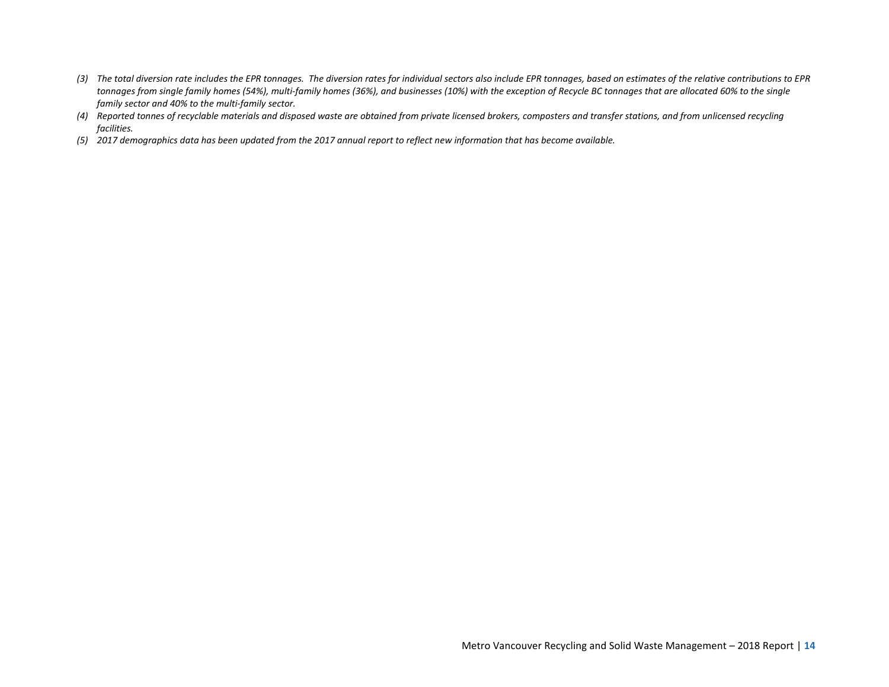*(3) The total diversion rate includes the EPR tonnages. The diversion rates for individual sectors also include EPR tonnages, based on estimates of the relative contributions to EPR tonnages from single family homes (54%), multi-family homes (36%), and businesses (10%) with the exception of Recycle BC tonnages that are allocated 60% to the single family sector and 40% to the multi-family sector.*

*(4) Reported tonnes of recyclable materials and disposed waste are obtained from private licensed brokers, composters and transfer stations, and from unlicensed recycling facilities.*

*(5) 2017 demographics data has been updated from the 2017 annual report to reflect new information that has become available.*